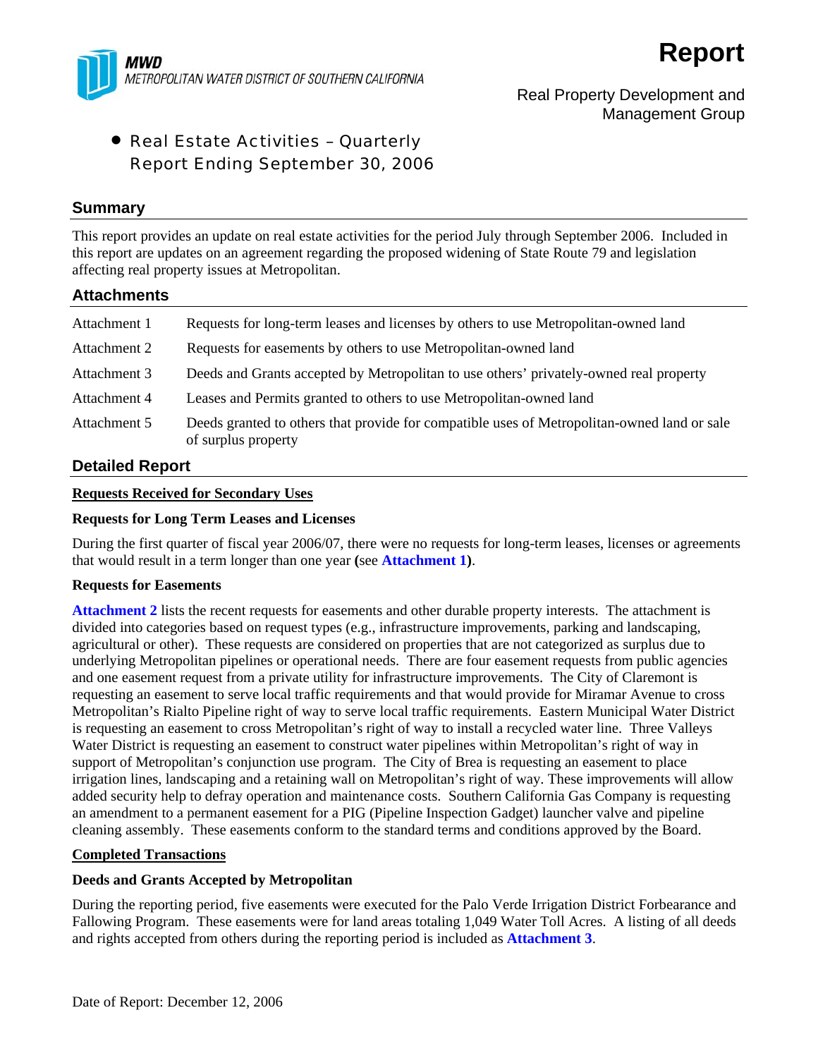**MWD**
METROPOLITAN WATER DISTRICT OF SOUTHERN CALIFORNIA

# Report

Real Property Development and Management Group

- Real Estate Activities – Quarterly Report Ending September 30, 2006

## Summary

This report provides an update on real estate activities for the period July through September 2006. Included in this report are updates on an agreement regarding the proposed widening of State Route 79 and legislation affecting real property issues at Metropolitan.

## Attachments

| | |
|---|---|
| Attachment 1 | Requests for long-term leases and licenses by others to use Metropolitan-owned land |
| Attachment 2 | Requests for easements by others to use Metropolitan-owned land |
| Attachment 3 | Deeds and Grants accepted by Metropolitan to use others' privately-owned real property |
| Attachment 4 | Leases and Permits granted to others to use Metropolitan-owned land |
| Attachment 5 | Deeds granted to others that provide for compatible uses of Metropolitan-owned land or sale of surplus property |

## Detailed Report

**Requests Received for Secondary Uses**

**Requests for Long Term Leases and Licenses**

During the first quarter of fiscal year 2006/07, there were no requests for long-term leases, licenses or agreements that would result in a term longer than one year **(**see **Attachment 1)**.

**Requests for Easements**

**Attachment 2** lists the recent requests for easements and other durable property interests. The attachment is divided into categories based on request types (e.g., infrastructure improvements, parking and landscaping, agricultural or other). These requests are considered on properties that are not categorized as surplus due to underlying Metropolitan pipelines or operational needs. There are four easement requests from public agencies and one easement request from a private utility for infrastructure improvements. The City of Claremont is requesting an easement to serve local traffic requirements and that would provide for Miramar Avenue to cross Metropolitan's Rialto Pipeline right of way to serve local traffic requirements. Eastern Municipal Water District is requesting an easement to cross Metropolitan's right of way to install a recycled water line. Three Valleys Water District is requesting an easement to construct water pipelines within Metropolitan's right of way in support of Metropolitan's conjunction use program. The City of Brea is requesting an easement to place irrigation lines, landscaping and a retaining wall on Metropolitan's right of way. These improvements will allow added security help to defray operation and maintenance costs. Southern California Gas Company is requesting an amendment to a permanent easement for a PIG (Pipeline Inspection Gadget) launcher valve and pipeline cleaning assembly. These easements conform to the standard terms and conditions approved by the Board.

**Completed Transactions**

**Deeds and Grants Accepted by Metropolitan**

During the reporting period, five easements were executed for the Palo Verde Irrigation District Forbearance and Fallowing Program. These easements were for land areas totaling 1,049 Water Toll Acres. A listing of all deeds and rights accepted from others during the reporting period is included as **Attachment 3**.

Date of Report: December 12, 2006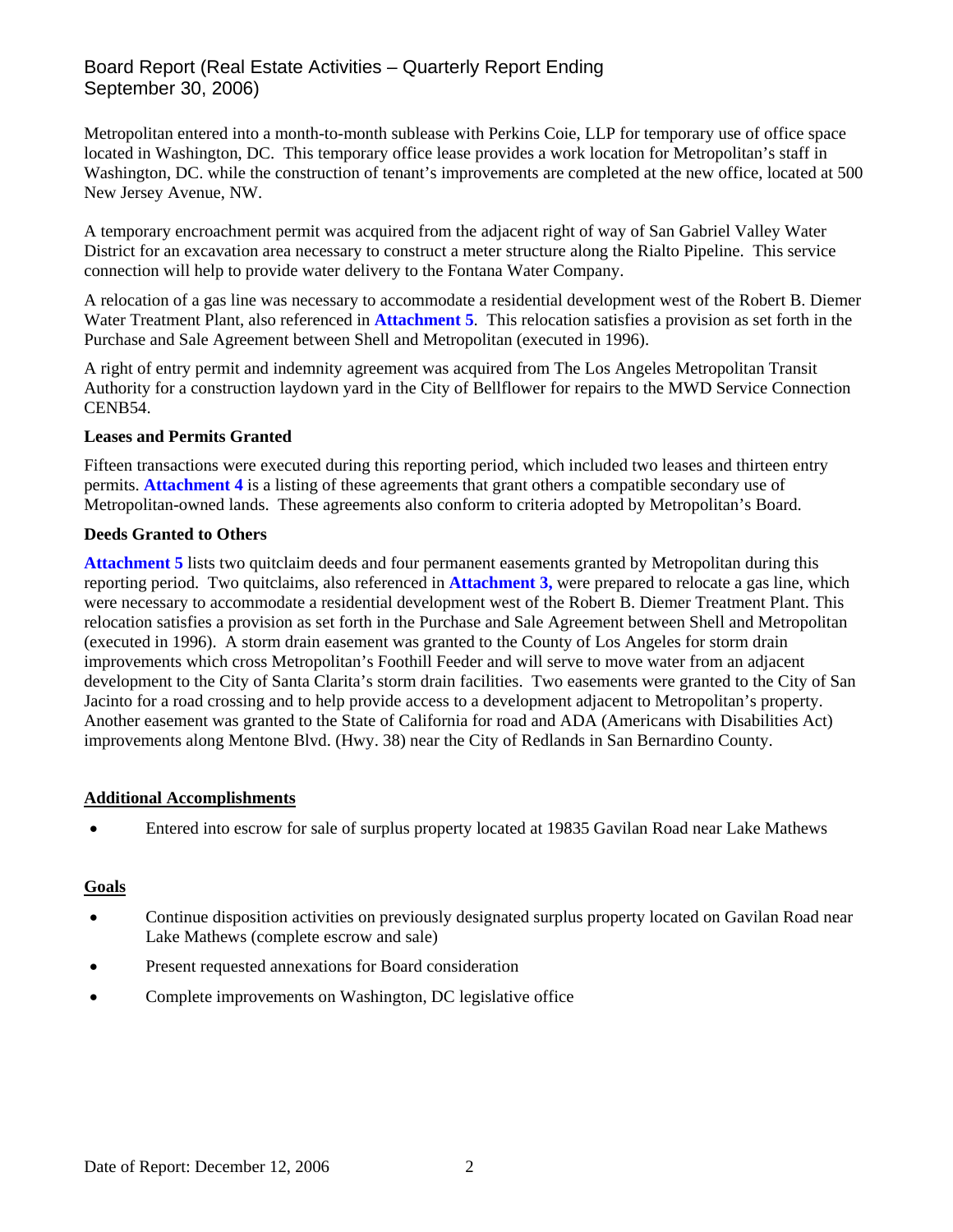Metropolitan entered into a month-to-month sublease with Perkins Coie, LLP for temporary use of office space located in Washington, DC. This temporary office lease provides a work location for Metropolitan's staff in Washington, DC. while the construction of tenant's improvements are completed at the new office, located at 500 New Jersey Avenue, NW.

A temporary encroachment permit was acquired from the adjacent right of way of San Gabriel Valley Water District for an excavation area necessary to construct a meter structure along the Rialto Pipeline. This service connection will help to provide water delivery to the Fontana Water Company.

A relocation of a gas line was necessary to accommodate a residential development west of the Robert B. Diemer Water Treatment Plant, also referenced in **Attachment 5**. This relocation satisfies a provision as set forth in the Purchase and Sale Agreement between Shell and Metropolitan (executed in 1996).

A right of entry permit and indemnity agreement was acquired from The Los Angeles Metropolitan Transit Authority for a construction laydown yard in the City of Bellflower for repairs to the MWD Service Connection CENB54.

**Leases and Permits Granted**

Fifteen transactions were executed during this reporting period, which included two leases and thirteen entry permits. **Attachment 4** is a listing of these agreements that grant others a compatible secondary use of Metropolitan-owned lands. These agreements also conform to criteria adopted by Metropolitan's Board.

**Deeds Granted to Others**

**Attachment 5** lists two quitclaim deeds and four permanent easements granted by Metropolitan during this reporting period. Two quitclaims, also referenced in **Attachment 3,** were prepared to relocate a gas line, which were necessary to accommodate a residential development west of the Robert B. Diemer Treatment Plant. This relocation satisfies a provision as set forth in the Purchase and Sale Agreement between Shell and Metropolitan (executed in 1996). A storm drain easement was granted to the County of Los Angeles for storm drain improvements which cross Metropolitan's Foothill Feeder and will serve to move water from an adjacent development to the City of Santa Clarita's storm drain facilities. Two easements were granted to the City of San Jacinto for a road crossing and to help provide access to a development adjacent to Metropolitan's property. Another easement was granted to the State of California for road and ADA (Americans with Disabilities Act) improvements along Mentone Blvd. (Hwy. 38) near the City of Redlands in San Bernardino County.

## Additional Accomplishments

- Entered into escrow for sale of surplus property located at 19835 Gavilan Road near Lake Mathews

## Goals

- Continue disposition activities on previously designated surplus property located on Gavilan Road near Lake Mathews (complete escrow and sale)
- Present requested annexations for Board consideration
- Complete improvements on Washington, DC legislative office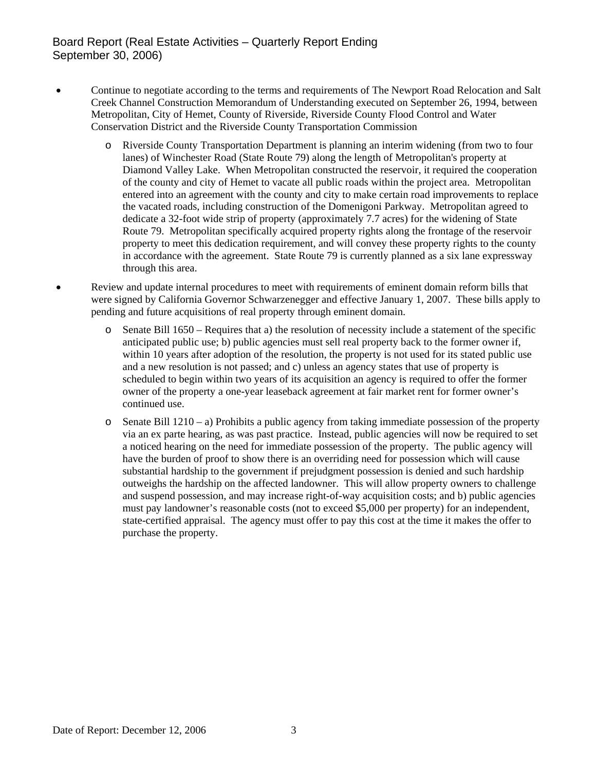- Continue to negotiate according to the terms and requirements of The Newport Road Relocation and Salt Creek Channel Construction Memorandum of Understanding executed on September 26, 1994, between Metropolitan, City of Hemet, County of Riverside, Riverside County Flood Control and Water Conservation District and the Riverside County Transportation Commission
    - Riverside County Transportation Department is planning an interim widening (from two to four lanes) of Winchester Road (State Route 79) along the length of Metropolitan's property at Diamond Valley Lake. When Metropolitan constructed the reservoir, it required the cooperation of the county and city of Hemet to vacate all public roads within the project area. Metropolitan entered into an agreement with the county and city to make certain road improvements to replace the vacated roads, including construction of the Domenigoni Parkway. Metropolitan agreed to dedicate a 32-foot wide strip of property (approximately 7.7 acres) for the widening of State Route 79. Metropolitan specifically acquired property rights along the frontage of the reservoir property to meet this dedication requirement, and will convey these property rights to the county in accordance with the agreement. State Route 79 is currently planned as a six lane expressway through this area.
- Review and update internal procedures to meet with requirements of eminent domain reform bills that were signed by California Governor Schwarzenegger and effective January 1, 2007. These bills apply to pending and future acquisitions of real property through eminent domain.
    - Senate Bill 1650 – Requires that a) the resolution of necessity include a statement of the specific anticipated public use; b) public agencies must sell real property back to the former owner if, within 10 years after adoption of the resolution, the property is not used for its stated public use and a new resolution is not passed; and c) unless an agency states that use of property is scheduled to begin within two years of its acquisition an agency is required to offer the former owner of the property a one-year leaseback agreement at fair market rent for former owner's continued use.
    - Senate Bill 1210 – a) Prohibits a public agency from taking immediate possession of the property via an ex parte hearing, as was past practice. Instead, public agencies will now be required to set a noticed hearing on the need for immediate possession of the property. The public agency will have the burden of proof to show there is an overriding need for possession which will cause substantial hardship to the government if prejudgment possession is denied and such hardship outweighs the hardship on the affected landowner. This will allow property owners to challenge and suspend possession, and may increase right-of-way acquisition costs; and b) public agencies must pay landowner's reasonable costs (not to exceed $5,000 per property) for an independent, state-certified appraisal. The agency must offer to pay this cost at the time it makes the offer to purchase the property.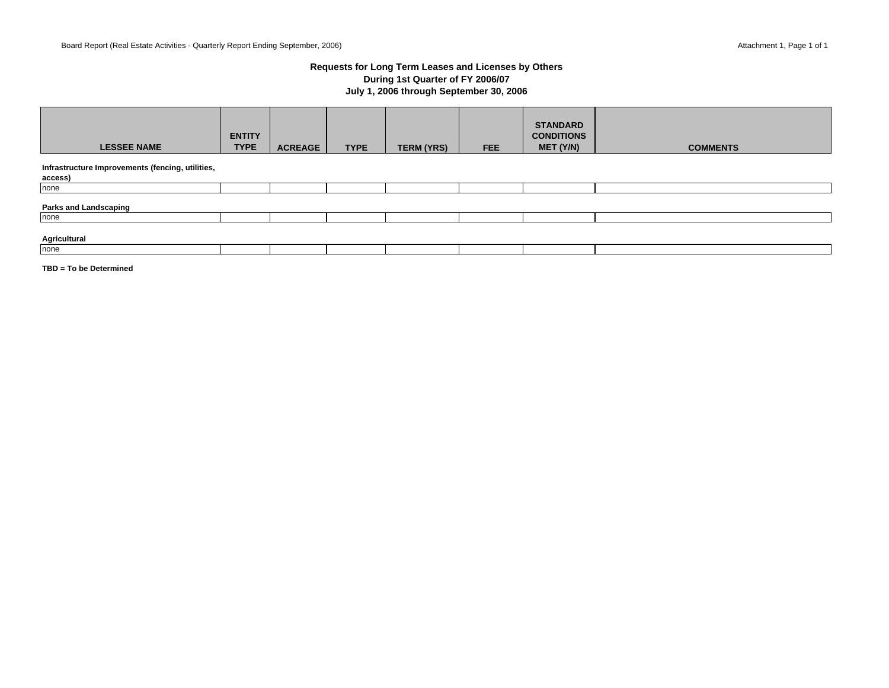## Requests for Long Term Leases and Licenses by Others
## During 1st Quarter of FY 2006/07
## July 1, 2006 through September 30, 2006

| LESSEE NAME | ENTITY TYPE | ACREAGE | TYPE | TERM (YRS) | FEE | STANDARD CONDITIONS MET (Y/N) | COMMENTS |
|---|---|---|---|---|---|---|---|
| **Infrastructure Improvements (fencing, utilities, access)** | | | | | | | |
| none | | | | | | | |
| **Parks and Landscaping** | | | | | | | |
| none | | | | | | | |
| **Agricultural** | | | | | | | |
| none | | | | | | | |

**TBD = To be Determined**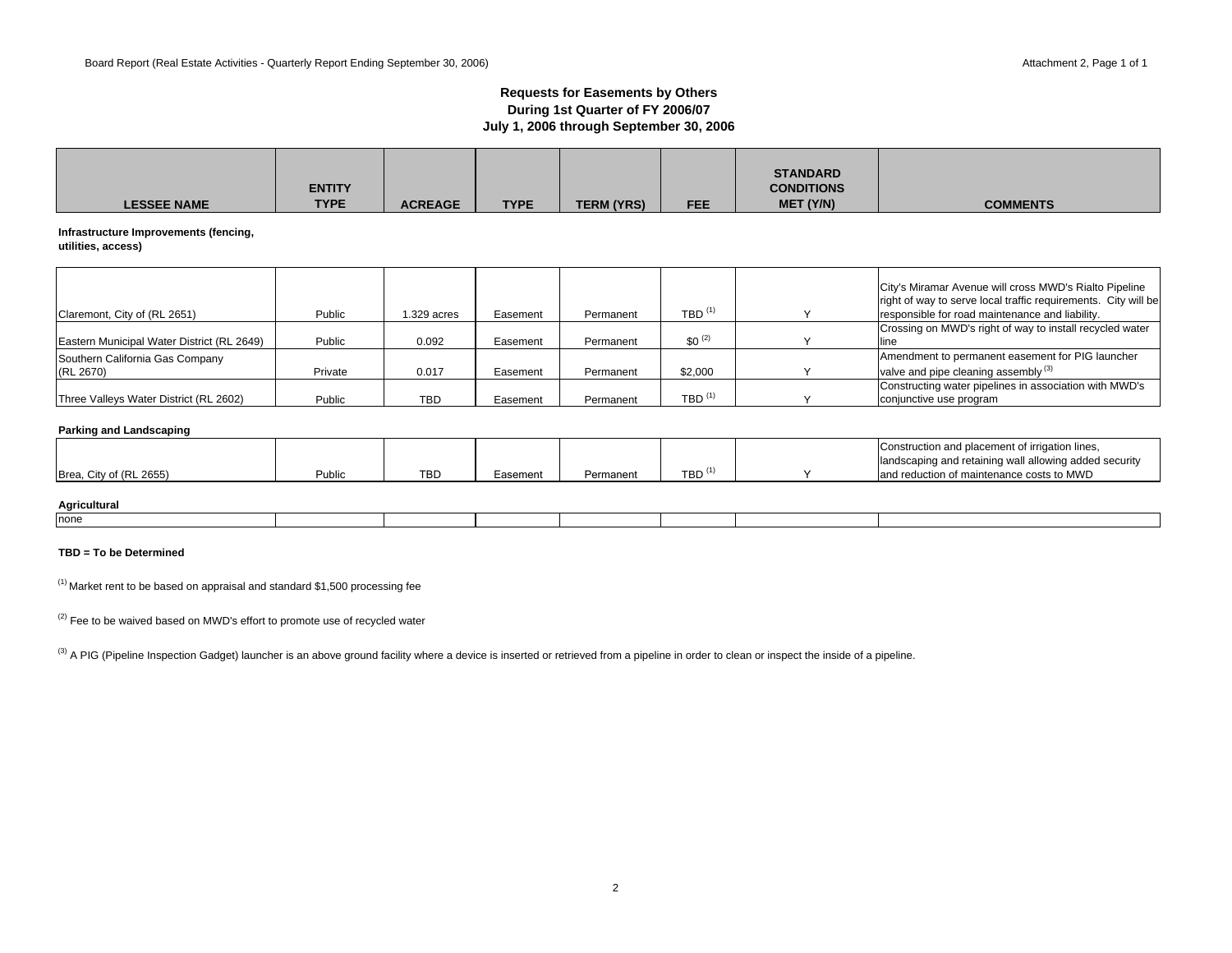### Requests for Easements by Others
### During 1st Quarter of FY 2006/07
### July 1, 2006 through September 30, 2006

| LESSEE NAME | ENTITY TYPE | ACREAGE | TYPE | TERM (YRS) | FEE | STANDARD CONDITIONS MET (Y/N) | COMMENTS |
|---|---|---|---|---|---|---|---|
| **Infrastructure Improvements (fencing, utilities, access)** | | | | | | | |
| Claremont, City of (RL 2651) | Public | 1.329 acres | Easement | Permanent | TBD [1] | Y | City's Miramar Avenue will cross MWD's Rialto Pipeline right of way to serve local traffic requirements. City will be responsible for road maintenance and liability. |
| Eastern Municipal Water District (RL 2649) | Public | 0.092 | Easement | Permanent | $0 [2] | Y | Crossing on MWD's right of way to install recycled water line |
| Southern California Gas Company (RL 2670) | Private | 0.017 | Easement | Permanent | $2,000 | Y | Amendment to permanent easement for PIG launcher valve and pipe cleaning assembly [3] |
| Three Valleys Water District (RL 2602) | Public | TBD | Easement | Permanent | TBD [1] | Y | Constructing water pipelines in association with MWD's conjunctive use program |
| **Parking and Landscaping** | | | | | | | |
| Brea, City of (RL 2655) | Public | TBD | Easement | Permanent | TBD [1] | Y | Construction and placement of irrigation lines, landscaping and retaining wall allowing added security and reduction of maintenance costs to MWD |
| **Agricultural** | | | | | | | |
| none | | | | | | | |

**TBD = To be Determined**

[1] Market rent to be based on appraisal and standard $1,500 processing fee

[2] Fee to be waived based on MWD's effort to promote use of recycled water

[3] A PIG (Pipeline Inspection Gadget) launcher is an above ground facility where a device is inserted or retrieved from a pipeline in order to clean or inspect the inside of a pipeline.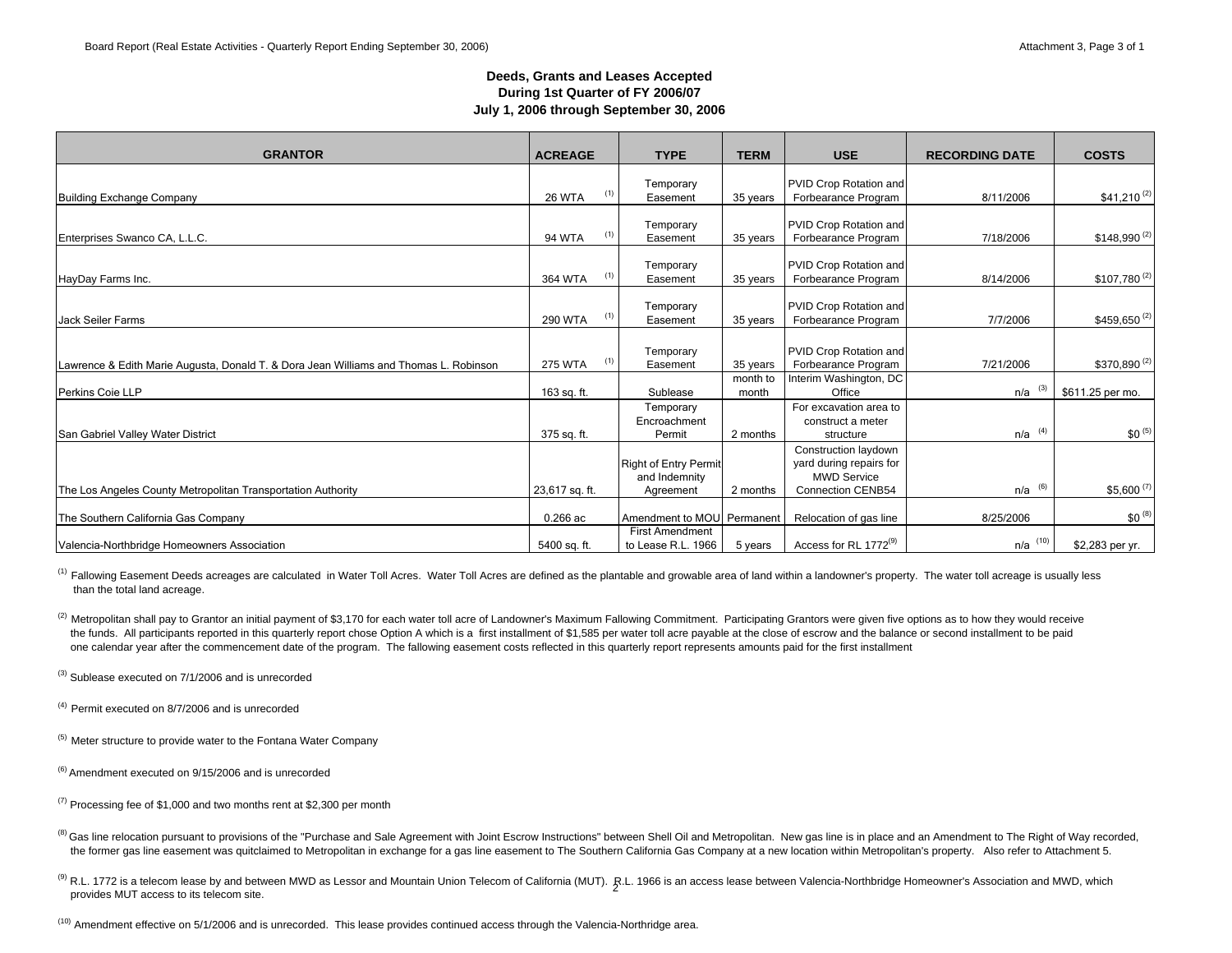## Deeds, Grants and Leases Accepted
## During 1st Quarter of FY 2006/07
## July 1, 2006 through September 30, 2006

| GRANTOR | ACREAGE | TYPE | TERM | USE | RECORDING DATE | COSTS |
|---|---|---|---|---|---|---|
| Building Exchange Company | 26 WTA [1] | Temporary Easement | 35 years | PVID Crop Rotation and Forbearance Program | 8/11/2006 | $41,210 [2] |
| Enterprises Swanco CA, L.L.C. | 94 WTA [1] | Temporary Easement | 35 years | PVID Crop Rotation and Forbearance Program | 7/18/2006 | $148,990 [2] |
| HayDay Farms Inc. | 364 WTA [1] | Temporary Easement | 35 years | PVID Crop Rotation and Forbearance Program | 8/14/2006 | $107,780 [2] |
| Jack Seiler Farms | 290 WTA [1] | Temporary Easement | 35 years | PVID Crop Rotation and Forbearance Program | 7/7/2006 | $459,650 [2] |
| Lawrence & Edith Marie Augusta, Donald T. & Dora Jean Williams and Thomas L. Robinson | 275 WTA [1] | Temporary Easement | 35 years | PVID Crop Rotation and Forbearance Program | 7/21/2006 | $370,890 [2] |
| Perkins Coie LLP | 163 sq. ft. | Sublease | month to month | Interim Washington, DC Office | n/a [3] | $611.25 per mo. |
| San Gabriel Valley Water District | 375 sq. ft. | Temporary Encroachment Permit | 2 months | For excavation area to construct a meter structure | n/a [4] | $0 [5] |
| The Los Angeles County Metropolitan Transportation Authority | 23,617 sq. ft. | Right of Entry Permit and Indemnity Agreement | 2 months | Construction laydown yard during repairs for MWD Service Connection CENB54 | n/a [6] | $5,600 [7] |
| The Southern California Gas Company | 0.266 ac | Amendment to MOU | Permanent | Relocation of gas line | 8/25/2006 | $0 [8] |
| Valencia-Northbridge Homeowners Association | 5400 sq. ft. | First Amendment to Lease R.L. 1966 | 5 years | Access for RL 1772[9] | n/a [10] | $2,283 per yr. |

[1] Fallowing Easement Deeds acreages are calculated in Water Toll Acres. Water Toll Acres are defined as the plantable and growable area of land within a landowner's property. The water toll acreage is usually less than the total land acreage.

[2] Metropolitan shall pay to Grantor an initial payment of $3,170 for each water toll acre of Landowner's Maximum Fallowing Commitment. Participating Grantors were given five options as to how they would receive the funds. All participants reported in this quarterly report chose Option A which is a first installment of $1,585 per water toll acre payable at the close of escrow and the balance or second installment to be paid one calendar year after the commencement date of the program. The fallowing easement costs reflected in this quarterly report represents amounts paid for the first installment

[3] Sublease executed on 7/1/2006 and is unrecorded

[4] Permit executed on 8/7/2006 and is unrecorded

[5] Meter structure to provide water to the Fontana Water Company

[6] Amendment executed on 9/15/2006 and is unrecorded

[7] Processing fee of $1,000 and two months rent at $2,300 per month

[8] Gas line relocation pursuant to provisions of the "Purchase and Sale Agreement with Joint Escrow Instructions" between Shell Oil and Metropolitan. New gas line is in place and an Amendment to The Right of Way recorded, the former gas line easement was quitclaimed to Metropolitan in exchange for a gas line easement to The Southern California Gas Company at a new location within Metropolitan's property. Also refer to Attachment 5.

[9] R.L. 1772 is a telecom lease by and between MWD as Lessor and Mountain Union Telecom of California (MUT). R.L. 1966 is an access lease between Valencia-Northbridge Homeowner's Association and MWD, which provides MUT access to its telecom site.

[10] Amendment effective on 5/1/2006 and is unrecorded. This lease provides continued access through the Valencia-Northridge area.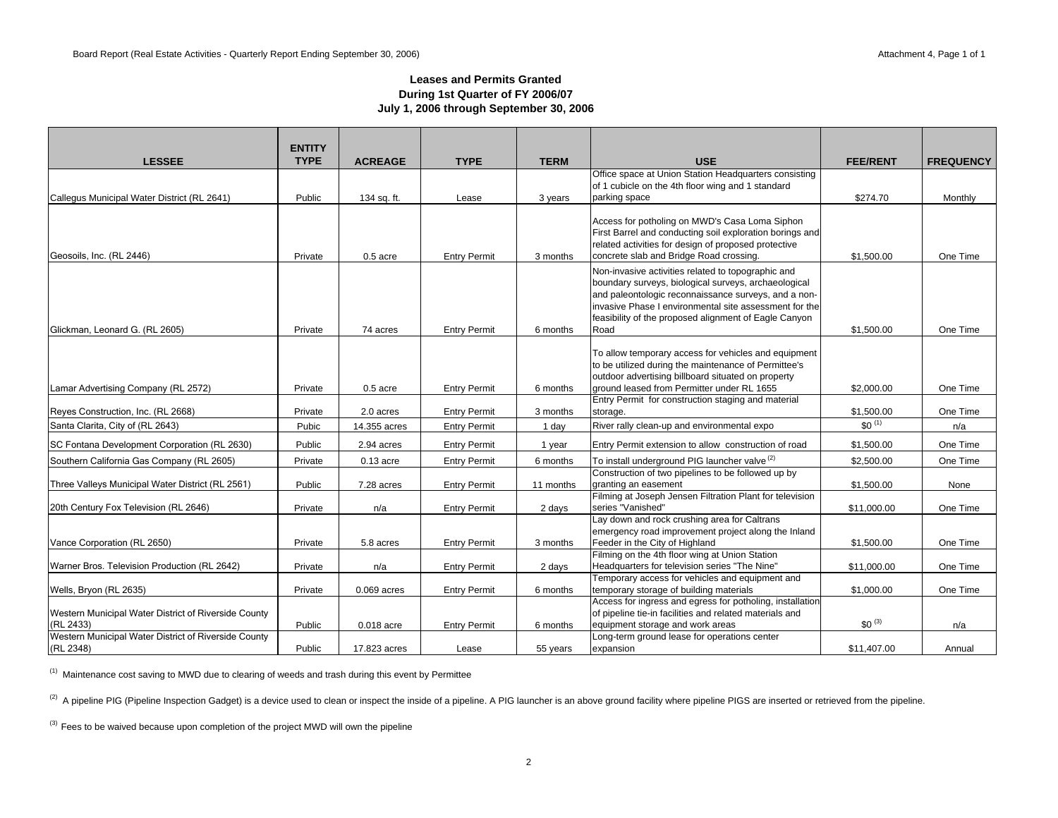### Leases and Permits Granted
### During 1st Quarter of FY 2006/07
### July 1, 2006 through September 30, 2006

| LESSEE | ENTITY TYPE | ACREAGE | TYPE | TERM | USE | FEE/RENT | FREQUENCY |
|---|---|---|---|---|---|---|---|
| Callegus Municipal Water District (RL 2641) | Public | 134 sq. ft. | Lease | 3 years | Office space at Union Station Headquarters consisting of 1 cubicle on the 4th floor wing and 1 standard parking space | $274.70 | Monthly |
| Geosoils, Inc. (RL 2446) | Private | 0.5 acre | Entry Permit | 3 months | Access for potholing on MWD's Casa Loma Siphon First Barrel and conducting soil exploration borings and related activities for design of proposed protective concrete slab and Bridge Road crossing. | $1,500.00 | One Time |
| Glickman, Leonard G. (RL 2605) | Private | 74 acres | Entry Permit | 6 months | Non-invasive activities related to topographic and boundary surveys, biological surveys, archaeological and paleontologic reconnaissance surveys, and a non-invasive Phase I environmental site assessment for the feasibility of the proposed alignment of Eagle Canyon Road | $1,500.00 | One Time |
| Lamar Advertising Company (RL 2572) | Private | 0.5 acre | Entry Permit | 6 months | To allow temporary access for vehicles and equipment to be utilized during the maintenance of Permittee's outdoor advertising billboard situated on property ground leased from Permitter under RL 1655 | $2,000.00 | One Time |
| Reyes Construction, Inc. (RL 2668) | Private | 2.0 acres | Entry Permit | 3 months | Entry Permit for construction staging and material storage. | $1,500.00 | One Time |
| Santa Clarita, City of (RL 2643) | Pubic | 14.355 acres | Entry Permit | 1 day | River rally clean-up and environmental expo | $0 [(1)] | n/a |
| SC Fontana Development Corporation (RL 2630) | Public | 2.94 acres | Entry Permit | 1 year | Entry Permit extension to allow construction of road | $1,500.00 | One Time |
| Southern California Gas Company (RL 2605) | Private | 0.13 acre | Entry Permit | 6 months | To install underground PIG launcher valve [(2)] | $2,500.00 | One Time |
| Three Valleys Municipal Water District (RL 2561) | Public | 7.28 acres | Entry Permit | 11 months | Construction of two pipelines to be followed up by granting an easement | $1,500.00 | None |
| 20th Century Fox Television (RL 2646) | Private | n/a | Entry Permit | 2 days | Filming at Joseph Jensen Filtration Plant for television series "Vanished" | $11,000.00 | One Time |
| Vance Corporation (RL 2650) | Private | 5.8 acres | Entry Permit | 3 months | Lay down and rock crushing area for Caltrans emergency road improvement project along the Inland Feeder in the City of Highland | $1,500.00 | One Time |
| Warner Bros. Television Production (RL 2642) | Private | n/a | Entry Permit | 2 days | Filming on the 4th floor wing at Union Station Headquarters for television series "The Nine" | $11,000.00 | One Time |
| Wells, Bryon (RL 2635) | Private | 0.069 acres | Entry Permit | 6 months | Temporary access for vehicles and equipment and temporary storage of building materials | $1,000.00 | One Time |
| Western Municipal Water District of Riverside County (RL 2433) | Public | 0.018 acre | Entry Permit | 6 months | Access for ingress and egress for potholing, installation of pipeline tie-in facilities and related materials and equipment storage and work areas | $0 [(3)] | n/a |
| Western Municipal Water District of Riverside County (RL 2348) | Public | 17.823 acres | Lease | 55 years | Long-term ground lease for operations center expansion | $11,407.00 | Annual |

[(1)] Maintenance cost saving to MWD due to clearing of weeds and trash during this event by Permittee

[(2)] A pipeline PIG (Pipeline Inspection Gadget) is a device used to clean or inspect the inside of a pipeline. A PIG launcher is an above ground facility where pipeline PIGS are inserted or retrieved from the pipeline.

[(3)] Fees to be waived because upon completion of the project MWD will own the pipeline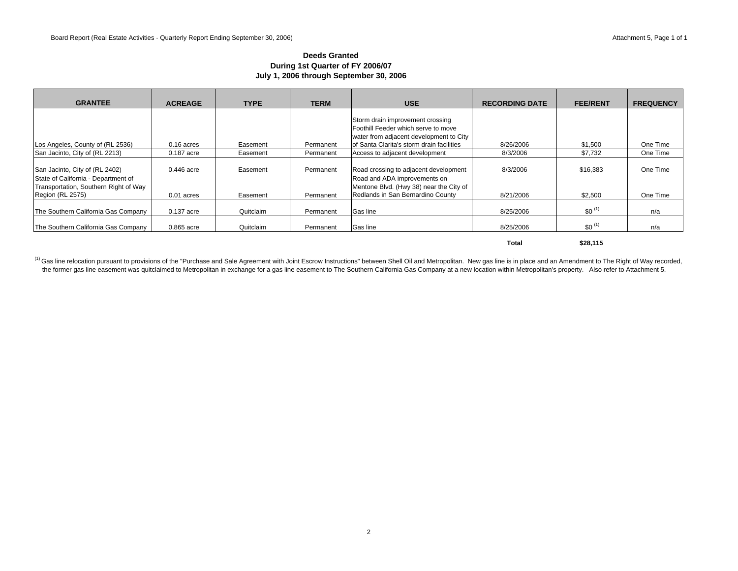## Deeds Granted
## During 1st Quarter of FY 2006/07
## July 1, 2006 through September 30, 2006

| GRANTEE | ACREAGE | TYPE | TERM | USE | RECORDING DATE | FEE/RENT | FREQUENCY |
|---|---|---|---|---|---|---|---|
| Los Angeles, County of (RL 2536) | 0.16 acres | Easement | Permanent | Storm drain improvement crossing Foothill Feeder which serve to move water from adjacent development to City of Santa Clarita's storm drain facilities | 8/26/2006 | $1,500 | One Time |
| San Jacinto, City of (RL 2213) | 0.187 acre | Easement | Permanent | Access to adjacent development | 8/3/2006 | $7,732 | One Time |
| San Jacinto, City of (RL 2402) | 0.446 acre | Easement | Permanent | Road crossing to adjacent development | 8/3/2006 | $16,383 | One Time |
| State of California - Department of Transportation, Southern Right of Way Region (RL 2575) | 0.01 acres | Easement | Permanent | Road and ADA improvements on Mentone Blvd. (Hwy 38) near the City of Redlands in San Bernardino County | 8/21/2006 | $2,500 | One Time |
| The Southern California Gas Company | 0.137 acre | Quitclaim | Permanent | Gas line | 8/25/2006 | $0 [1] | n/a |
| The Southern California Gas Company | 0.865 acre | Quitclaim | Permanent | Gas line | 8/25/2006 | $0 [1] | n/a |
| | | | | | **Total** | **$28,115** | |

[1] Gas line relocation pursuant to provisions of the "Purchase and Sale Agreement with Joint Escrow Instructions" between Shell Oil and Metropolitan. New gas line is in place and an Amendment to The Right of Way recorded, the former gas line easement was quitclaimed to Metropolitan in exchange for a gas line easement to The Southern California Gas Company at a new location within Metropolitan's property. Also refer to Attachment 5.